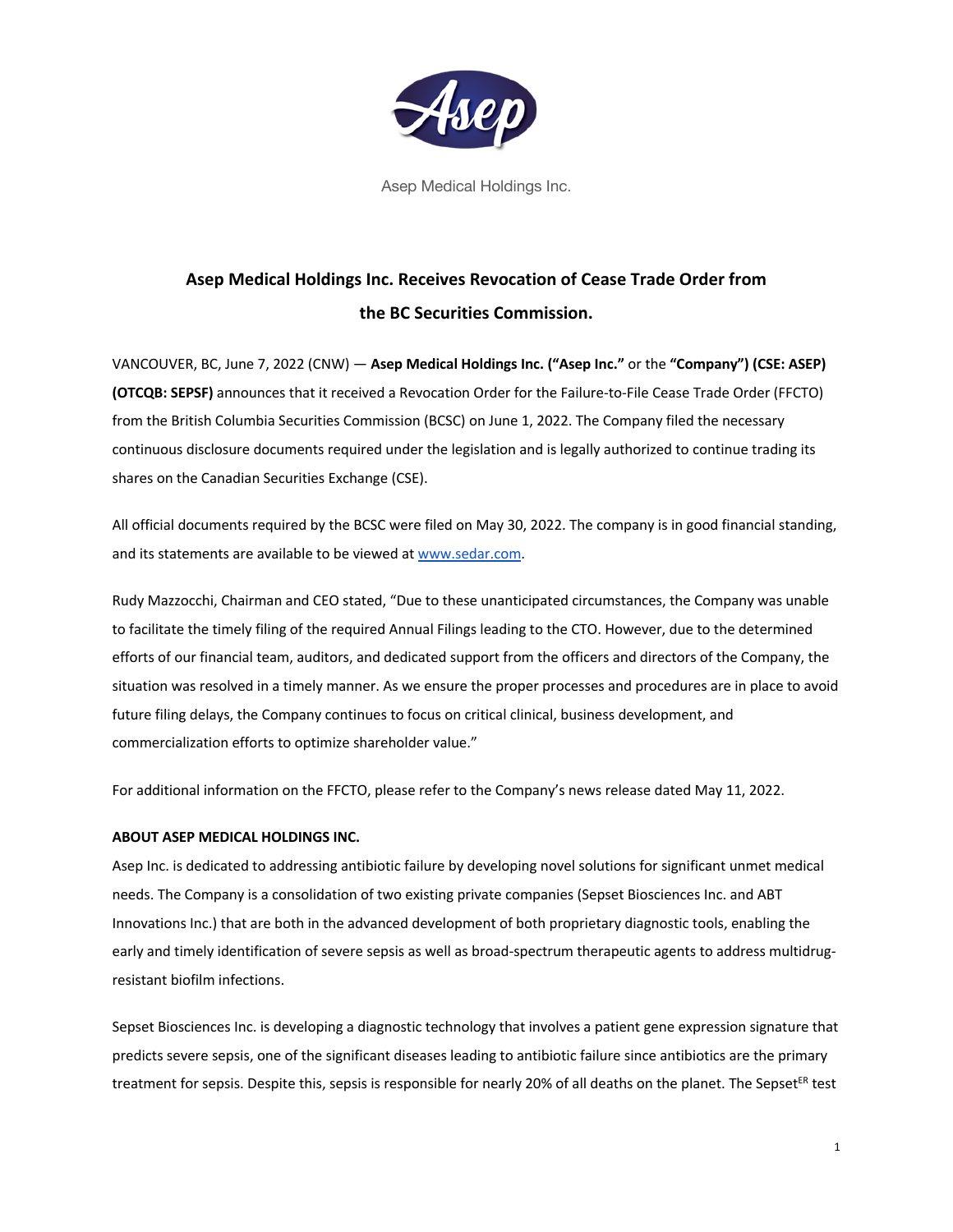Asep Medical Holdings Inc.

# Asep Medical Holdings Inc. Receives Revocation of Cease Trade Order from the BC Securities Commission.

VANCOUVER, BC, June 7, 2022 (CNW) — **Asep Medical Holdings Inc. ("Asep Inc."** or the **"Company") (CSE: ASEP) (OTCQB: SEPSF)** announces that it received a Revocation Order for the Failure-to-File Cease Trade Order (FFCTO) from the British Columbia Securities Commission (BCSC) on June 1, 2022. The Company filed the necessary continuous disclosure documents required under the legislation and is legally authorized to continue trading its shares on the Canadian Securities Exchange (CSE).

All official documents required by the BCSC were filed on May 30, 2022. The company is in good financial standing, and its statements are available to be viewed at www.sedar.com.

Rudy Mazzocchi, Chairman and CEO stated, "Due to these unanticipated circumstances, the Company was unable to facilitate the timely filing of the required Annual Filings leading to the CTO. However, due to the determined efforts of our financial team, auditors, and dedicated support from the officers and directors of the Company, the situation was resolved in a timely manner. As we ensure the proper processes and procedures are in place to avoid future filing delays, the Company continues to focus on critical clinical, business development, and commercialization efforts to optimize shareholder value."

For additional information on the FFCTO, please refer to the Company's news release dated May 11, 2022.

**ABOUT ASEP MEDICAL HOLDINGS INC.**

Asep Inc. is dedicated to addressing antibiotic failure by developing novel solutions for significant unmet medical needs. The Company is a consolidation of two existing private companies (Sepset Biosciences Inc. and ABT Innovations Inc.) that are both in the advanced development of both proprietary diagnostic tools, enabling the early and timely identification of severe sepsis as well as broad-spectrum therapeutic agents to address multidrug-resistant biofilm infections.

Sepset Biosciences Inc. is developing a diagnostic technology that involves a patient gene expression signature that predicts severe sepsis, one of the significant diseases leading to antibiotic failure since antibiotics are the primary treatment for sepsis. Despite this, sepsis is responsible for nearly 20% of all deaths on the planet. The Sepset$^{ER}$ test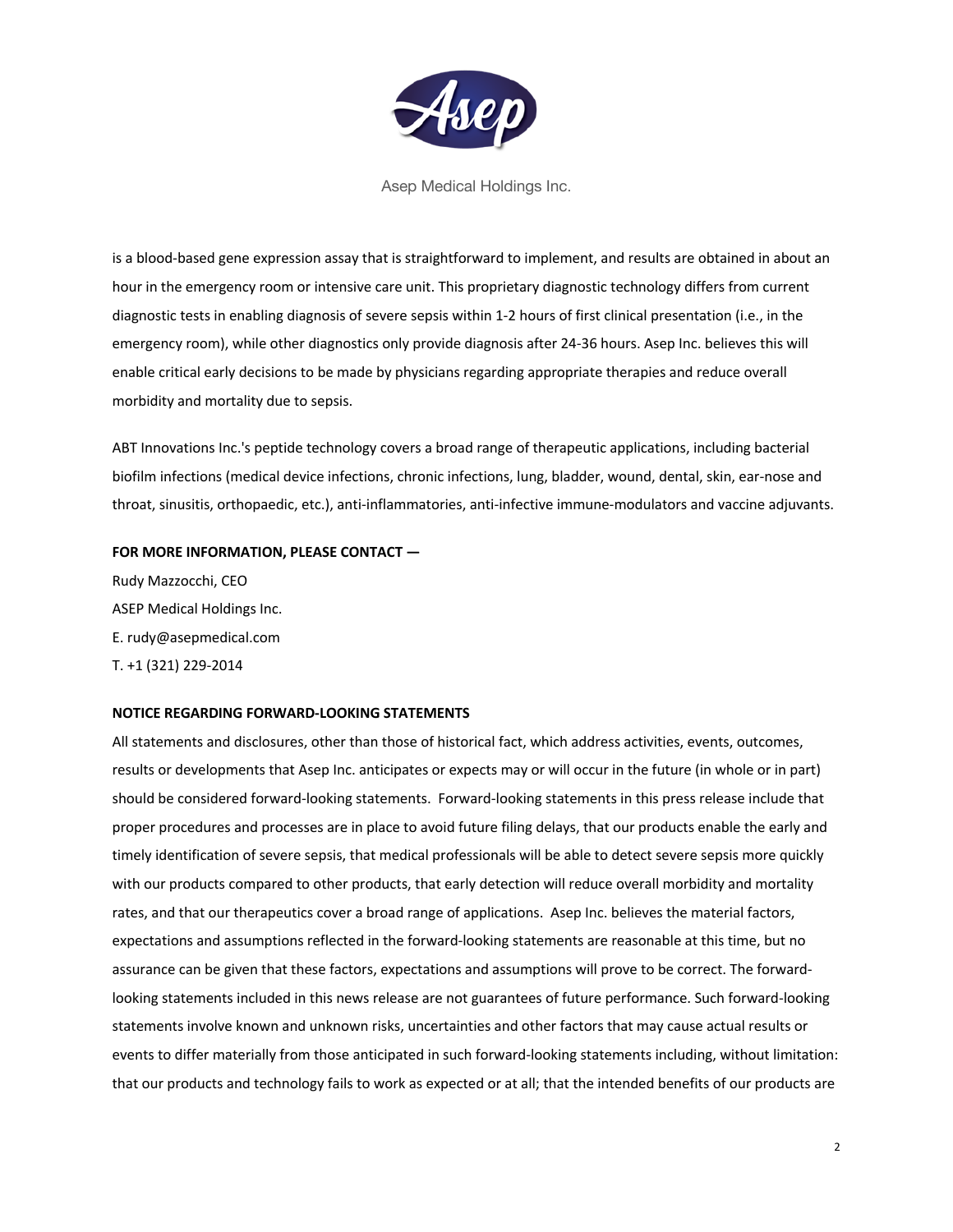is a blood-based gene expression assay that is straightforward to implement, and results are obtained in about an hour in the emergency room or intensive care unit. This proprietary diagnostic technology differs from current diagnostic tests in enabling diagnosis of severe sepsis within 1-2 hours of first clinical presentation (i.e., in the emergency room), while other diagnostics only provide diagnosis after 24-36 hours. Asep Inc. believes this will enable critical early decisions to be made by physicians regarding appropriate therapies and reduce overall morbidity and mortality due to sepsis.

ABT Innovations Inc.'s peptide technology covers a broad range of therapeutic applications, including bacterial biofilm infections (medical device infections, chronic infections, lung, bladder, wound, dental, skin, ear-nose and throat, sinusitis, orthopaedic, etc.), anti-inflammatories, anti-infective immune-modulators and vaccine adjuvants.

**FOR MORE INFORMATION, PLEASE CONTACT —**

Rudy Mazzocchi, CEO
ASEP Medical Holdings Inc.
E. rudy@asepmedical.com
T. +1 (321) 229-2014

**NOTICE REGARDING FORWARD-LOOKING STATEMENTS**

All statements and disclosures, other than those of historical fact, which address activities, events, outcomes, results or developments that Asep Inc. anticipates or expects may or will occur in the future (in whole or in part) should be considered forward-looking statements. Forward-looking statements in this press release include that proper procedures and processes are in place to avoid future filing delays, that our products enable the early and timely identification of severe sepsis, that medical professionals will be able to detect severe sepsis more quickly with our products compared to other products, that early detection will reduce overall morbidity and mortality rates, and that our therapeutics cover a broad range of applications. Asep Inc. believes the material factors, expectations and assumptions reflected in the forward-looking statements are reasonable at this time, but no assurance can be given that these factors, expectations and assumptions will prove to be correct. The forward-looking statements included in this news release are not guarantees of future performance. Such forward-looking statements involve known and unknown risks, uncertainties and other factors that may cause actual results or events to differ materially from those anticipated in such forward-looking statements including, without limitation: that our products and technology fails to work as expected or at all; that the intended benefits of our products are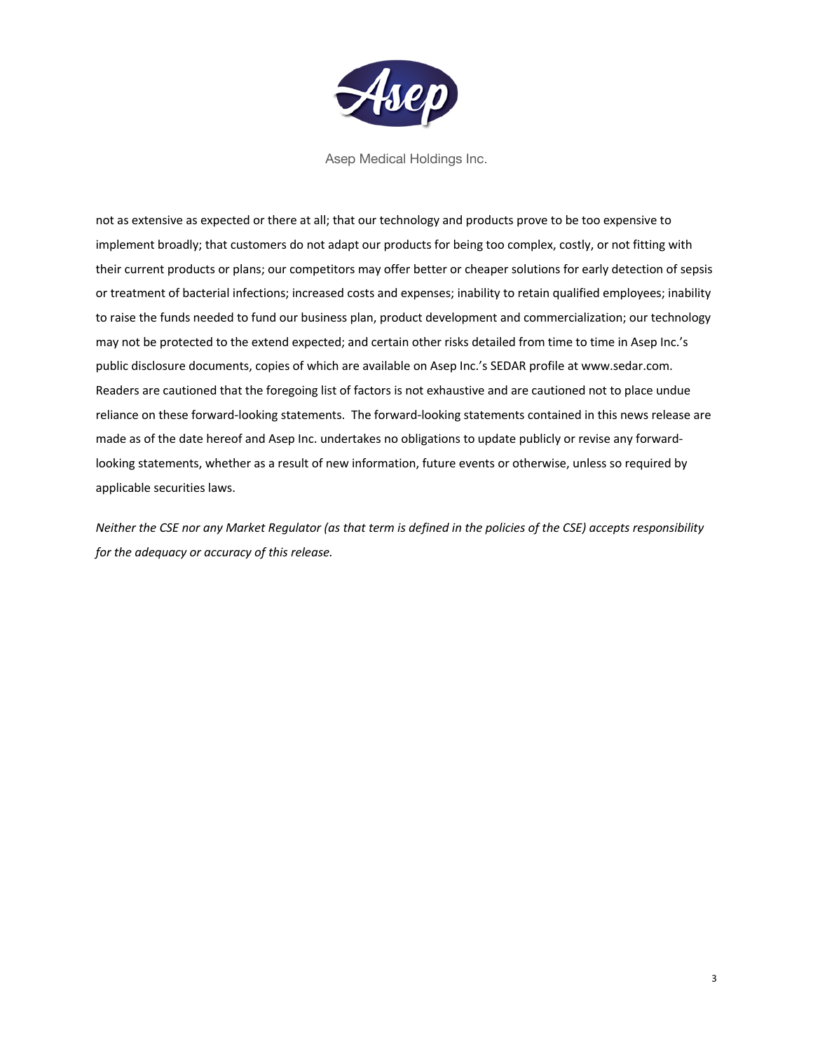not as extensive as expected or there at all; that our technology and products prove to be too expensive to implement broadly; that customers do not adapt our products for being too complex, costly, or not fitting with their current products or plans; our competitors may offer better or cheaper solutions for early detection of sepsis or treatment of bacterial infections; increased costs and expenses; inability to retain qualified employees; inability to raise the funds needed to fund our business plan, product development and commercialization; our technology may not be protected to the extend expected; and certain other risks detailed from time to time in Asep Inc.'s public disclosure documents, copies of which are available on Asep Inc.'s SEDAR profile at www.sedar.com. Readers are cautioned that the foregoing list of factors is not exhaustive and are cautioned not to place undue reliance on these forward-looking statements. The forward-looking statements contained in this news release are made as of the date hereof and Asep Inc. undertakes no obligations to update publicly or revise any forward-looking statements, whether as a result of new information, future events or otherwise, unless so required by applicable securities laws.

*Neither the CSE nor any Market Regulator (as that term is defined in the policies of the CSE) accepts responsibility for the adequacy or accuracy of this release.*